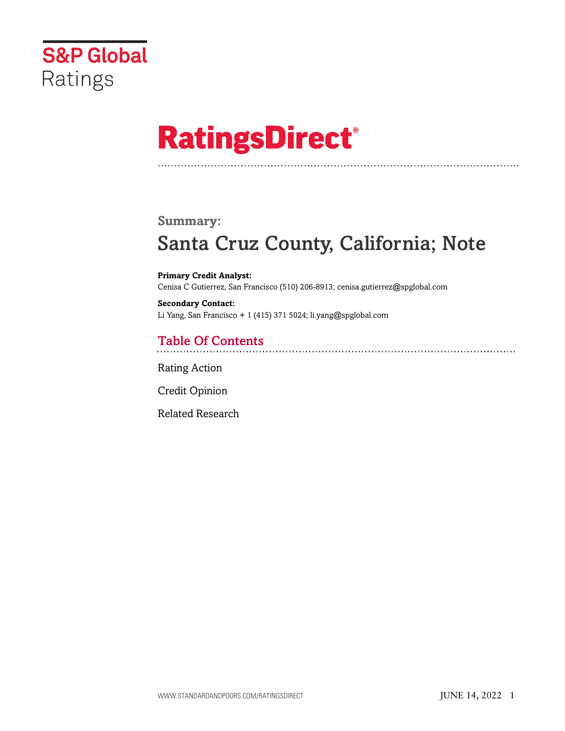# S&P Global Ratings

# RatingsDirect®

## Summary:

# Santa Cruz County, California; Note

**Primary Credit Analyst:**
Cenisa C Gutierrez, San Francisco (510) 206-8913; cenisa.gutierrez@spglobal.com

**Secondary Contact:**
Li Yang, San Francisco + 1 (415) 371 5024; li.yang@spglobal.com

## Table Of Contents

Rating Action

Credit Opinion

Related Research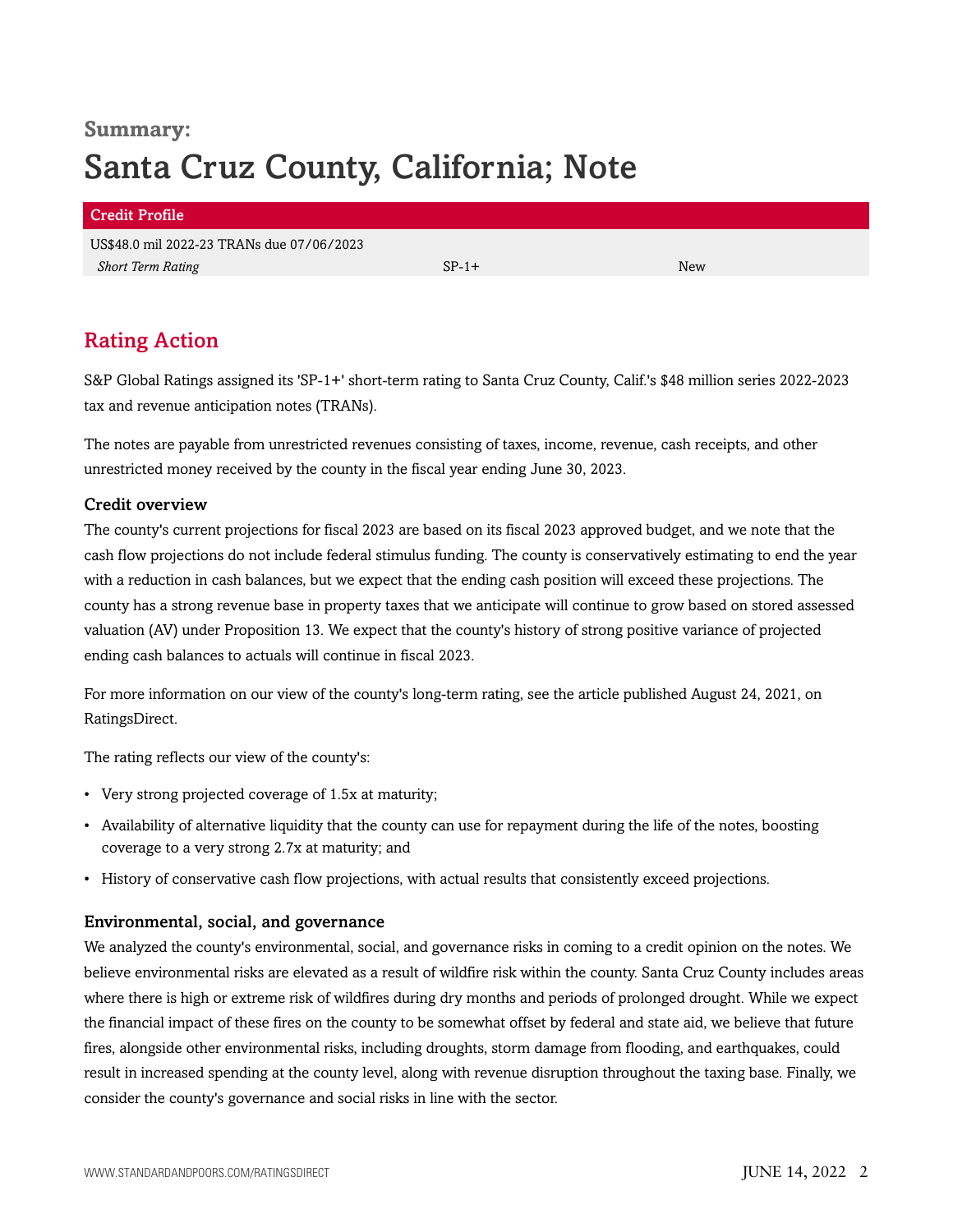**Summary:**

# Santa Cruz County, California; Note

| Credit Profile | | |
|---|---|---|
| US$48.0 mil 2022-23 TRANs due 07/06/2023 | | |
| *Short Term Rating* | SP-1+ | New |

## Rating Action

S&P Global Ratings assigned its 'SP-1+' short-term rating to Santa Cruz County, Calif.'s $48 million series 2022-2023 tax and revenue anticipation notes (TRANs).

The notes are payable from unrestricted revenues consisting of taxes, income, revenue, cash receipts, and other unrestricted money received by the county in the fiscal year ending June 30, 2023.

### Credit overview

The county's current projections for fiscal 2023 are based on its fiscal 2023 approved budget, and we note that the cash flow projections do not include federal stimulus funding. The county is conservatively estimating to end the year with a reduction in cash balances, but we expect that the ending cash position will exceed these projections. The county has a strong revenue base in property taxes that we anticipate will continue to grow based on stored assessed valuation (AV) under Proposition 13. We expect that the county's history of strong positive variance of projected ending cash balances to actuals will continue in fiscal 2023.

For more information on our view of the county's long-term rating, see the article published August 24, 2021, on RatingsDirect.

The rating reflects our view of the county's:

- Very strong projected coverage of 1.5x at maturity;
- Availability of alternative liquidity that the county can use for repayment during the life of the notes, boosting coverage to a very strong 2.7x at maturity; and
- History of conservative cash flow projections, with actual results that consistently exceed projections.

### Environmental, social, and governance

We analyzed the county's environmental, social, and governance risks in coming to a credit opinion on the notes. We believe environmental risks are elevated as a result of wildfire risk within the county. Santa Cruz County includes areas where there is high or extreme risk of wildfires during dry months and periods of prolonged drought. While we expect the financial impact of these fires on the county to be somewhat offset by federal and state aid, we believe that future fires, alongside other environmental risks, including droughts, storm damage from flooding, and earthquakes, could result in increased spending at the county level, along with revenue disruption throughout the taxing base. Finally, we consider the county's governance and social risks in line with the sector.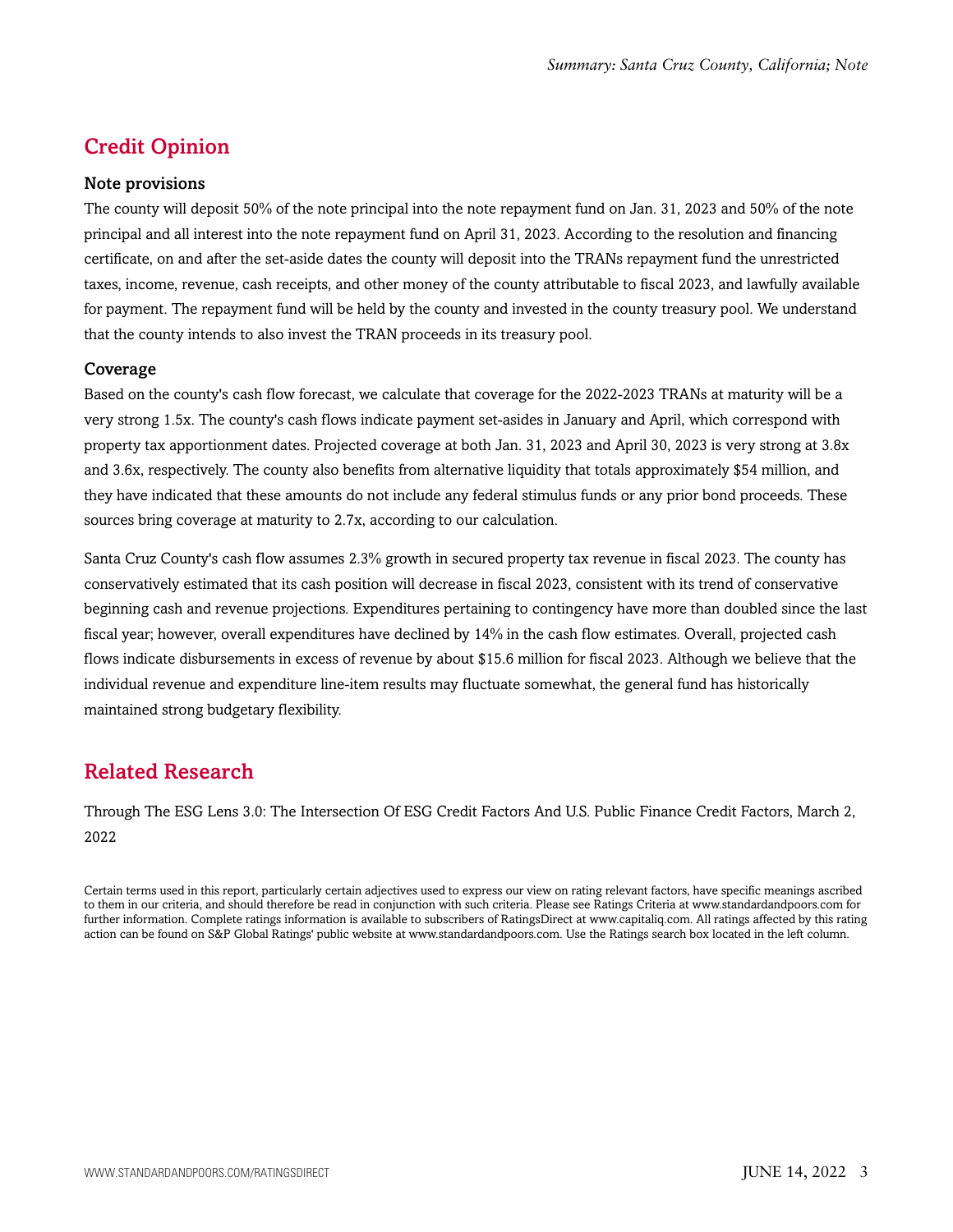## Credit Opinion

### Note provisions

The county will deposit 50% of the note principal into the note repayment fund on Jan. 31, 2023 and 50% of the note principal and all interest into the note repayment fund on April 31, 2023. According to the resolution and financing certificate, on and after the set-aside dates the county will deposit into the TRANs repayment fund the unrestricted taxes, income, revenue, cash receipts, and other money of the county attributable to fiscal 2023, and lawfully available for payment. The repayment fund will be held by the county and invested in the county treasury pool. We understand that the county intends to also invest the TRAN proceeds in its treasury pool.

### Coverage

Based on the county's cash flow forecast, we calculate that coverage for the 2022-2023 TRANs at maturity will be a very strong 1.5x. The county's cash flows indicate payment set-asides in January and April, which correspond with property tax apportionment dates. Projected coverage at both Jan. 31, 2023 and April 30, 2023 is very strong at 3.8x and 3.6x, respectively. The county also benefits from alternative liquidity that totals approximately $54 million, and they have indicated that these amounts do not include any federal stimulus funds or any prior bond proceeds. These sources bring coverage at maturity to 2.7x, according to our calculation.

Santa Cruz County's cash flow assumes 2.3% growth in secured property tax revenue in fiscal 2023. The county has conservatively estimated that its cash position will decrease in fiscal 2023, consistent with its trend of conservative beginning cash and revenue projections. Expenditures pertaining to contingency have more than doubled since the last fiscal year; however, overall expenditures have declined by 14% in the cash flow estimates. Overall, projected cash flows indicate disbursements in excess of revenue by about $15.6 million for fiscal 2023. Although we believe that the individual revenue and expenditure line-item results may fluctuate somewhat, the general fund has historically maintained strong budgetary flexibility.

## Related Research

Through The ESG Lens 3.0: The Intersection Of ESG Credit Factors And U.S. Public Finance Credit Factors, March 2, 2022

Certain terms used in this report, particularly certain adjectives used to express our view on rating relevant factors, have specific meanings ascribed to them in our criteria, and should therefore be read in conjunction with such criteria. Please see Ratings Criteria at www.standardandpoors.com for further information. Complete ratings information is available to subscribers of RatingsDirect at www.capitaliq.com. All ratings affected by this rating action can be found on S&P Global Ratings' public website at www.standardandpoors.com. Use the Ratings search box located in the left column.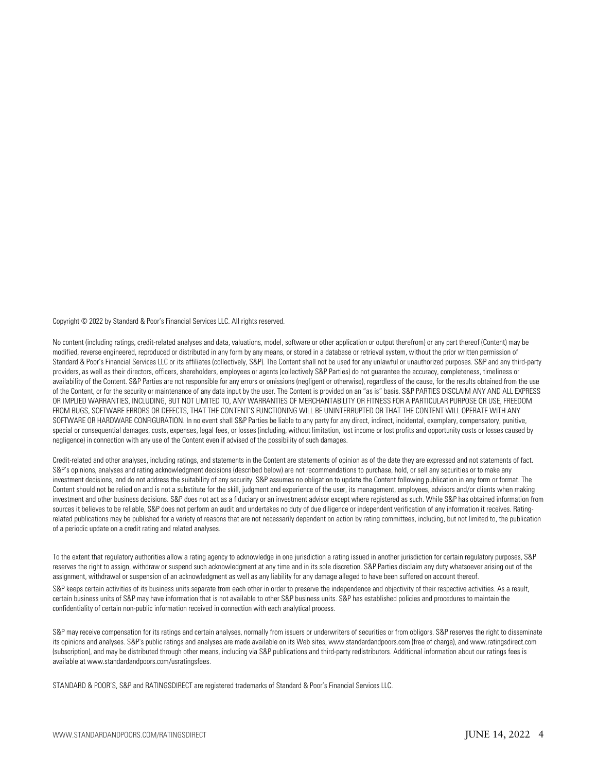Copyright © 2022 by Standard & Poor's Financial Services LLC. All rights reserved.

No content (including ratings, credit-related analyses and data, valuations, model, software or other application or output therefrom) or any part thereof (Content) may be modified, reverse engineered, reproduced or distributed in any form by any means, or stored in a database or retrieval system, without the prior written permission of Standard & Poor's Financial Services LLC or its affiliates (collectively, S&P). The Content shall not be used for any unlawful or unauthorized purposes. S&P and any third-party providers, as well as their directors, officers, shareholders, employees or agents (collectively S&P Parties) do not guarantee the accuracy, completeness, timeliness or availability of the Content. S&P Parties are not responsible for any errors or omissions (negligent or otherwise), regardless of the cause, for the results obtained from the use of the Content, or for the security or maintenance of any data input by the user. The Content is provided on an "as is" basis. S&P PARTIES DISCLAIM ANY AND ALL EXPRESS OR IMPLIED WARRANTIES, INCLUDING, BUT NOT LIMITED TO, ANY WARRANTIES OF MERCHANTABILITY OR FITNESS FOR A PARTICULAR PURPOSE OR USE, FREEDOM FROM BUGS, SOFTWARE ERRORS OR DEFECTS, THAT THE CONTENT'S FUNCTIONING WILL BE UNINTERRUPTED OR THAT THE CONTENT WILL OPERATE WITH ANY SOFTWARE OR HARDWARE CONFIGURATION. In no event shall S&P Parties be liable to any party for any direct, indirect, incidental, exemplary, compensatory, punitive, special or consequential damages, costs, expenses, legal fees, or losses (including, without limitation, lost income or lost profits and opportunity costs or losses caused by negligence) in connection with any use of the Content even if advised of the possibility of such damages.

Credit-related and other analyses, including ratings, and statements in the Content are statements of opinion as of the date they are expressed and not statements of fact. S&P's opinions, analyses and rating acknowledgment decisions (described below) are not recommendations to purchase, hold, or sell any securities or to make any investment decisions, and do not address the suitability of any security. S&P assumes no obligation to update the Content following publication in any form or format. The Content should not be relied on and is not a substitute for the skill, judgment and experience of the user, its management, employees, advisors and/or clients when making investment and other business decisions. S&P does not act as a fiduciary or an investment advisor except where registered as such. While S&P has obtained information from sources it believes to be reliable, S&P does not perform an audit and undertakes no duty of due diligence or independent verification of any information it receives. Rating-related publications may be published for a variety of reasons that are not necessarily dependent on action by rating committees, including, but not limited to, the publication of a periodic update on a credit rating and related analyses.

To the extent that regulatory authorities allow a rating agency to acknowledge in one jurisdiction a rating issued in another jurisdiction for certain regulatory purposes, S&P reserves the right to assign, withdraw or suspend such acknowledgment at any time and in its sole discretion. S&P Parties disclaim any duty whatsoever arising out of the assignment, withdrawal or suspension of an acknowledgment as well as any liability for any damage alleged to have been suffered on account thereof.

S&P keeps certain activities of its business units separate from each other in order to preserve the independence and objectivity of their respective activities. As a result, certain business units of S&P may have information that is not available to other S&P business units. S&P has established policies and procedures to maintain the confidentiality of certain non-public information received in connection with each analytical process.

S&P may receive compensation for its ratings and certain analyses, normally from issuers or underwriters of securities or from obligors. S&P reserves the right to disseminate its opinions and analyses. S&P's public ratings and analyses are made available on its Web sites, www.standardandpoors.com (free of charge), and www.ratingsdirect.com (subscription), and may be distributed through other means, including via S&P publications and third-party redistributors. Additional information about our ratings fees is available at www.standardandpoors.com/usratingsfees.

STANDARD & POOR'S, S&P and RATINGSDIRECT are registered trademarks of Standard & Poor's Financial Services LLC.